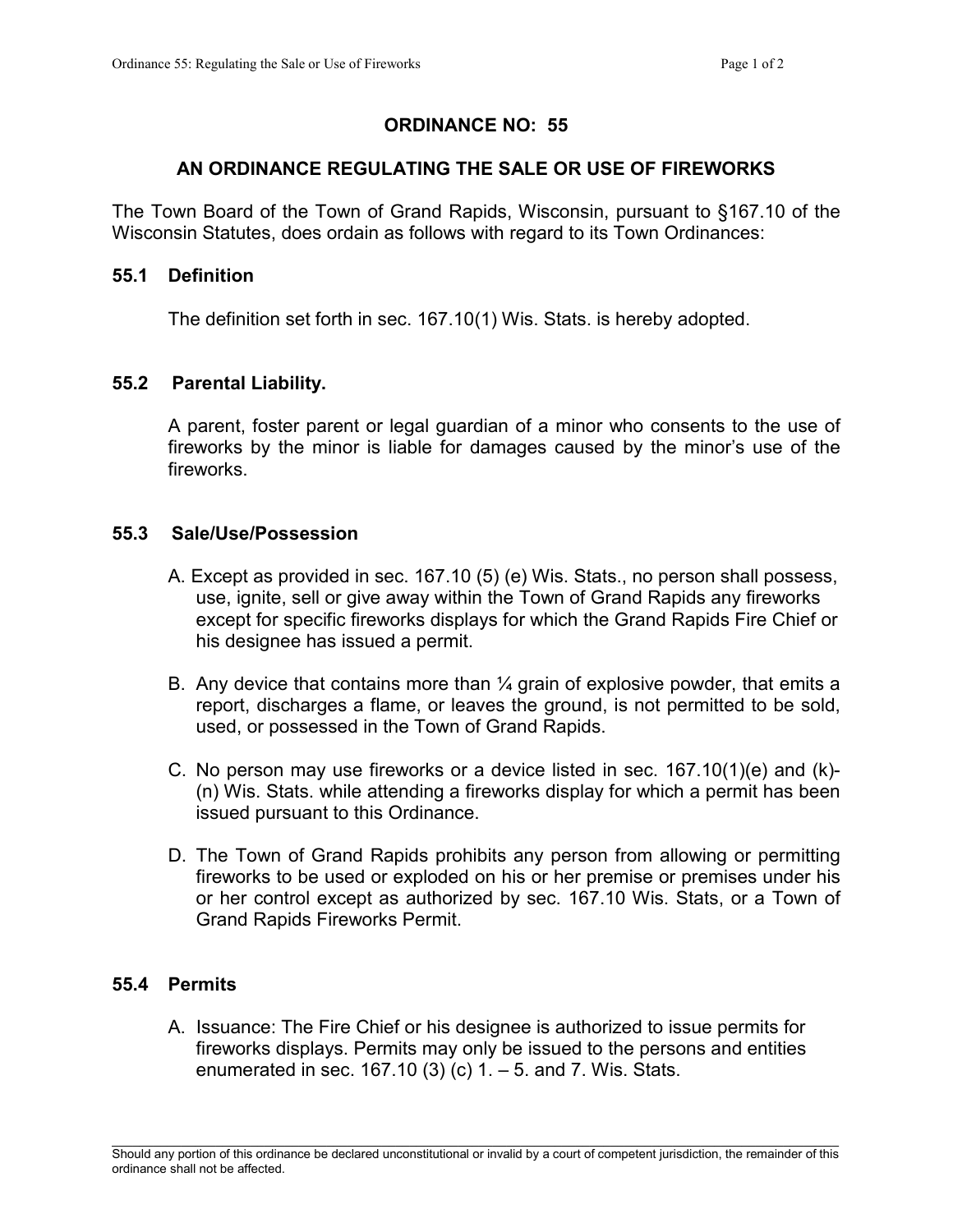# ORDINANCE NO: 55

## AN ORDINANCE REGULATING THE SALE OR USE OF FIREWORKS

The Town Board of the Town of Grand Rapids, Wisconsin, pursuant to §167.10 of the Wisconsin Statutes, does ordain as follows with regard to its Town Ordinances:

### 55.1 Definition

The definition set forth in sec. 167.10(1) Wis. Stats. is hereby adopted.

### 55.2 Parental Liability.

A parent, foster parent or legal guardian of a minor who consents to the use of fireworks by the minor is liable for damages caused by the minor's use of the fireworks.

### 55.3 Sale/Use/Possession

A. Except as provided in sec. 167.10 (5) (e) Wis. Stats., no person shall possess, use, ignite, sell or give away within the Town of Grand Rapids any fireworks except for specific fireworks displays for which the Grand Rapids Fire Chief or his designee has issued a permit.

B. Any device that contains more than ¼ grain of explosive powder, that emits a report, discharges a flame, or leaves the ground, is not permitted to be sold, used, or possessed in the Town of Grand Rapids.

C. No person may use fireworks or a device listed in sec. 167.10(1)(e) and (k)-(n) Wis. Stats. while attending a fireworks display for which a permit has been issued pursuant to this Ordinance.

D. The Town of Grand Rapids prohibits any person from allowing or permitting fireworks to be used or exploded on his or her premise or premises under his or her control except as authorized by sec. 167.10 Wis. Stats, or a Town of Grand Rapids Fireworks Permit.

### 55.4 Permits

A. Issuance: The Fire Chief or his designee is authorized to issue permits for fireworks displays. Permits may only be issued to the persons and entities enumerated in sec. 167.10 (3) (c) 1. – 5. and 7. Wis. Stats.

---

Should any portion of this ordinance be declared unconstitutional or invalid by a court of competent jurisdiction, the remainder of this ordinance shall not be affected.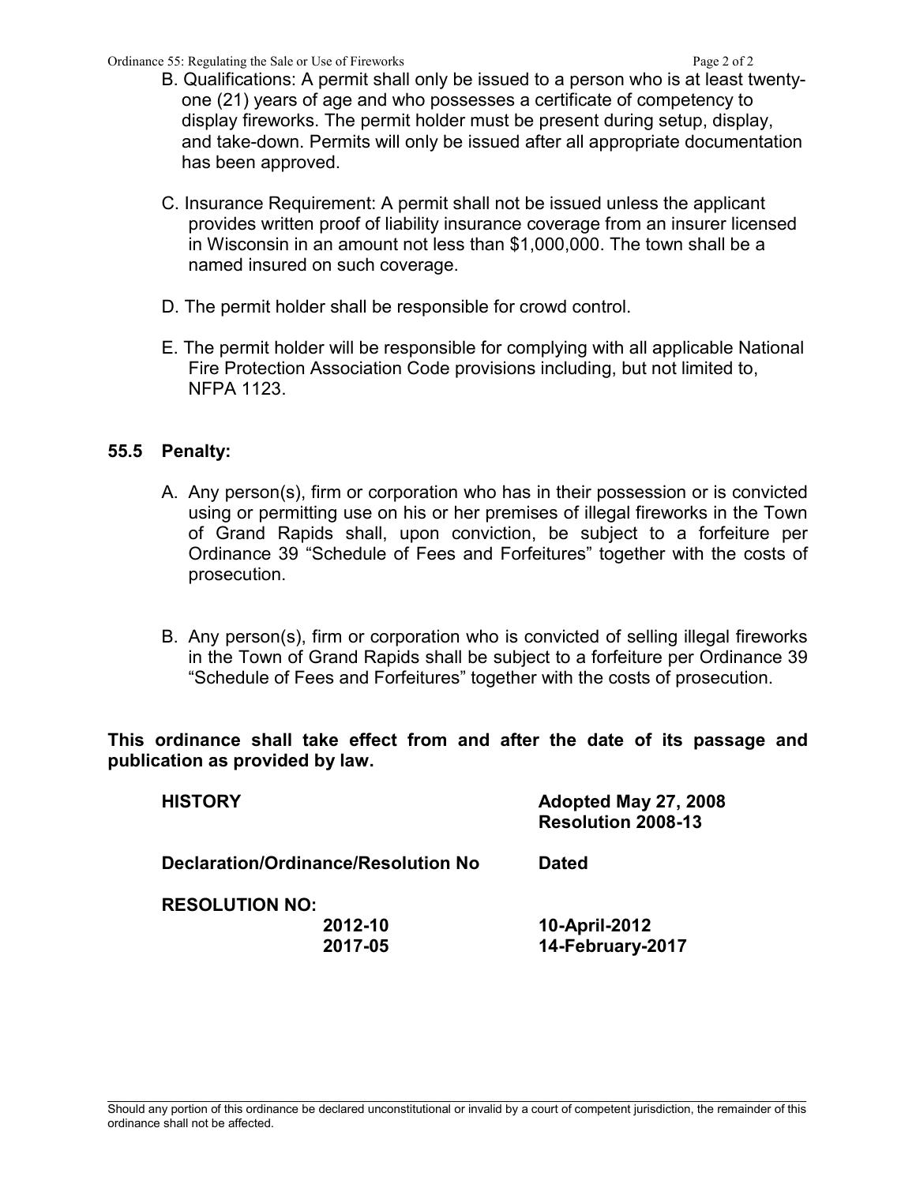B. Qualifications: A permit shall only be issued to a person who is at least twenty-one (21) years of age and who possesses a certificate of competency to display fireworks. The permit holder must be present during setup, display, and take-down. Permits will only be issued after all appropriate documentation has been approved.

C. Insurance Requirement: A permit shall not be issued unless the applicant provides written proof of liability insurance coverage from an insurer licensed in Wisconsin in an amount not less than $1,000,000. The town shall be a named insured on such coverage.

D. The permit holder shall be responsible for crowd control.

E. The permit holder will be responsible for complying with all applicable National Fire Protection Association Code provisions including, but not limited to, NFPA 1123.

## 55.5 Penalty:

A. Any person(s), firm or corporation who has in their possession or is convicted using or permitting use on his or her premises of illegal fireworks in the Town of Grand Rapids shall, upon conviction, be subject to a forfeiture per Ordinance 39 "Schedule of Fees and Forfeitures" together with the costs of prosecution.

B. Any person(s), firm or corporation who is convicted of selling illegal fireworks in the Town of Grand Rapids shall be subject to a forfeiture per Ordinance 39 "Schedule of Fees and Forfeitures" together with the costs of prosecution.

**This ordinance shall take effect from and after the date of its passage and publication as provided by law.**

| | |
|---|---|
| **HISTORY** | **Adopted May 27, 2008** **Resolution 2008-13** |
| **Declaration/Ordinance/Resolution No** | **Dated** |
| **RESOLUTION NO:** | |
| **2012-10** | **10-April-2012** |
| **2017-05** | **14-February-2017** |

Should any portion of this ordinance be declared unconstitutional or invalid by a court of competent jurisdiction, the remainder of this ordinance shall not be affected.